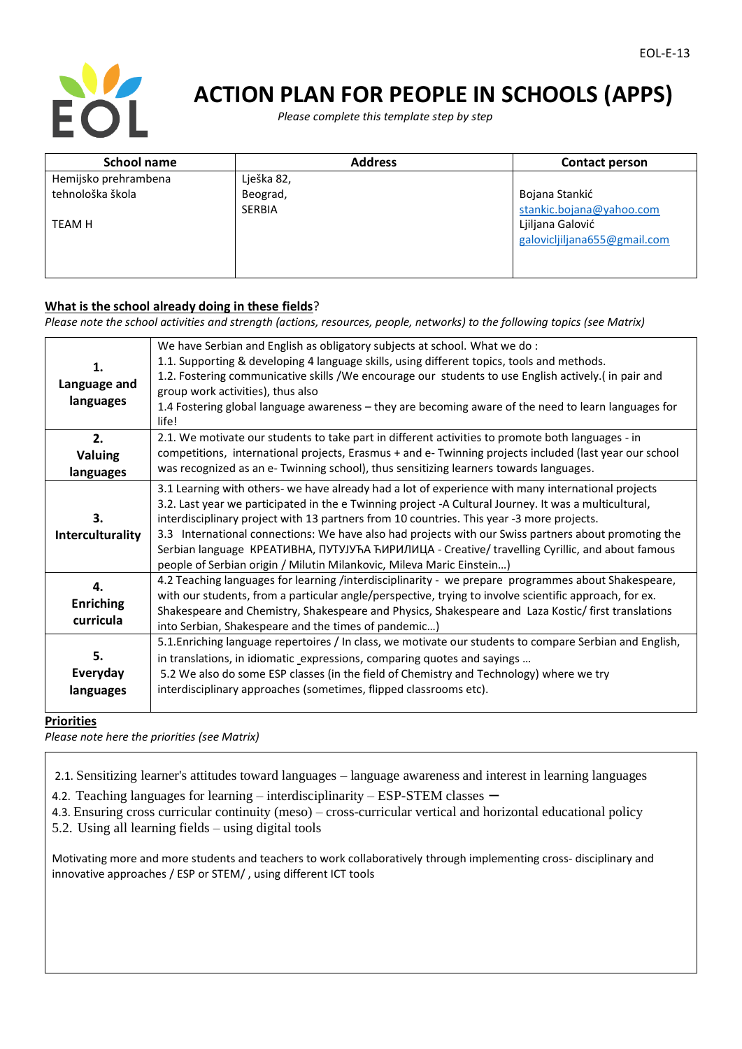# ACTION PLAN FOR PEOPLE IN SCHOOLS (APPS)

*Please complete this template step by step*

| School name | Address | Contact person |
|---|---|---|
| Hemijsko prehrambena tehnološka škola<br><br>TEAM H | Lješka 82,<br>Beograd,<br>SERBIA | Bojana Stankić<br>stankic.bojana@yahoo.com<br>Ljiljana Galović<br>galovicljiljana655@gmail.com |

**What is the school already doing in these fields**?

*Please note the school activities and strength (actions, resources, people, networks) to the following topics (see Matrix)*

| | |
|---|---|
| **1. Language and languages** | We have Serbian and English as obligatory subjects at school. What we do :<br>1.1. Supporting & developing 4 language skills, using different topics, tools and methods.<br>1.2. Fostering communicative skills /We encourage our students to use English actively.( in pair and group work activities), thus also<br>1.4 Fostering global language awareness – they are becoming aware of the need to learn languages for life! |
| **2. Valuing languages** | 2.1. We motivate our students to take part in different activities to promote both languages - in competitions, international projects, Erasmus + and e- Twinning projects included (last year our school was recognized as an e- Twinning school), thus sensitizing learners towards languages. |
| **3. Interculturality** | 3.1 Learning with others- we have already had a lot of experience with many international projects<br>3.2. Last year we participated in the e Twinning project -A Cultural Journey. It was a multicultural, interdisciplinary project with 13 partners from 10 countries. This year -3 more projects.<br>3.3 International connections: We have also had projects with our Swiss partners about promoting the Serbian language КРЕАТИВНА, ПУТУЈУЋА ЋИРИЛИЦА - Creative/ travelling Cyrillic, and about famous people of Serbian origin / Milutin Milankovic, Mileva Maric Einstein…) |
| **4. Enriching curricula** | 4.2 Teaching languages for learning /interdisciplinarity - we prepare programmes about Shakespeare, with our students, from a particular angle/perspective, trying to involve scientific approach, for ex. Shakespeare and Chemistry, Shakespeare and Physics, Shakespeare and Laza Kostic/ first translations into Serbian, Shakespeare and the times of pandemic…) |
| **5. Everyday languages** | 5.1.Enriching language repertoires / In class, we motivate our students to compare Serbian and English, in translations, in idiomatic expressions, comparing quotes and sayings …<br>5.2 We also do some ESP classes (in the field of Chemistry and Technology) where we try interdisciplinary approaches (sometimes, flipped classrooms etc). |

**Priorities**

*Please note here the priorities (see Matrix)*

2.1. Sensitizing learner's attitudes toward languages – language awareness and interest in learning languages

4.2. Teaching languages for learning – interdisciplinarity – ESP-STEM classes –

4.3. Ensuring cross curricular continuity (meso) – cross-curricular vertical and horizontal educational policy

5.2. Using all learning fields – using digital tools

Motivating more and more students and teachers to work collaboratively through implementing cross- disciplinary and innovative approaches / ESP or STEM/ , using different ICT tools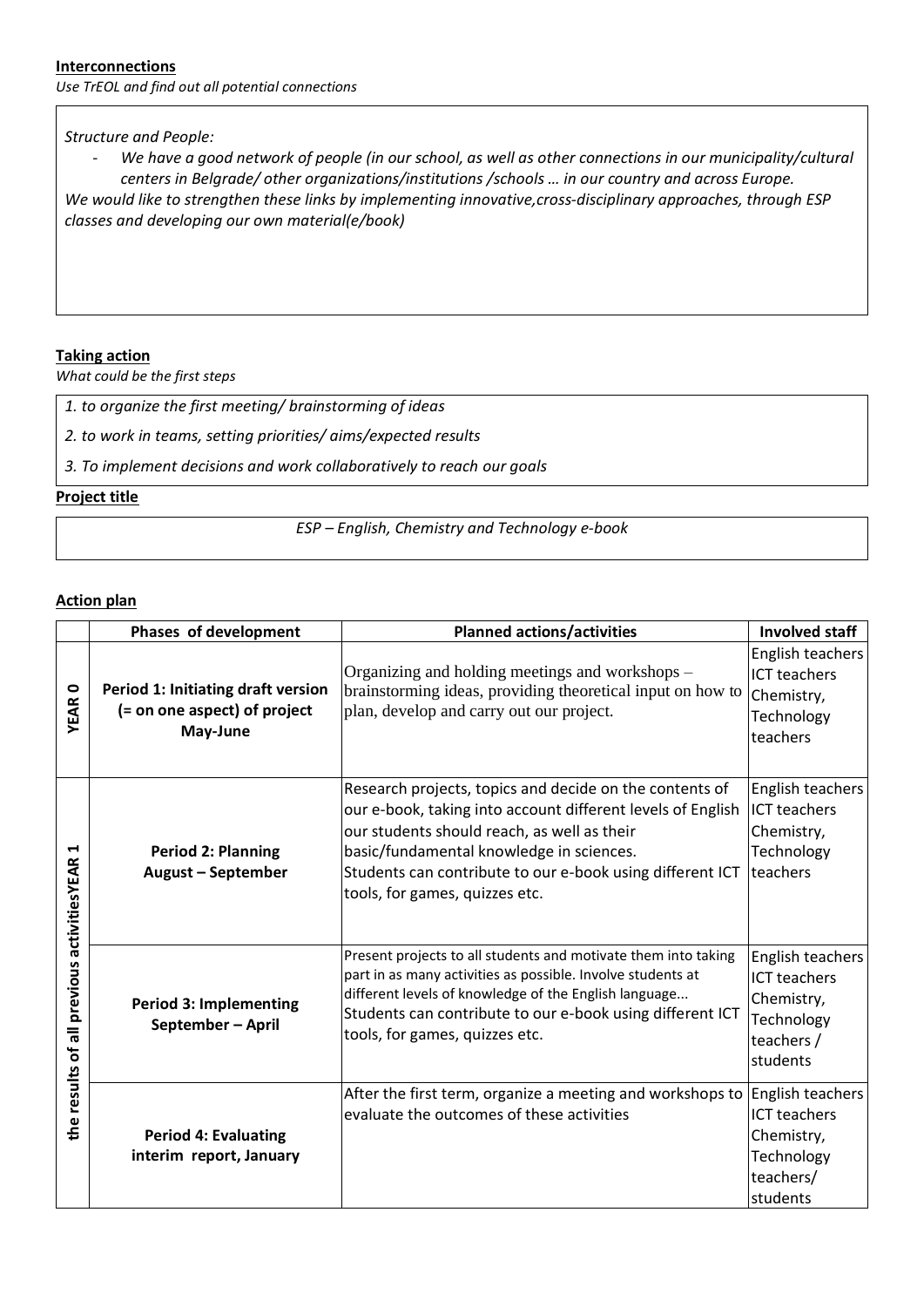**Interconnections**

*Use TrEOL and find out all potential connections*

*Structure and People:*

- *We have a good network of people (in our school, as well as other connections in our municipality/cultural centers in Belgrade/ other organizations/institutions /schools … in our country and across Europe.*

*We would like to strengthen these links by implementing innovative,cross-disciplinary approaches, through ESP classes and developing our own material(e/book)*

**Taking action**

*What could be the first steps*

*1. to organize the first meeting/ brainstorming of ideas*

*2. to work in teams, setting priorities/ aims/expected results*

*3. To implement decisions and work collaboratively to reach our goals*

**Project title**

*ESP – English, Chemistry and Technology e-book*

**Action plan**

| | Phases of development | Planned actions/activities | Involved staff |
|---|---|---|---|
| **YEAR 0** | **Period 1: Initiating draft version (= on one aspect) of project May-June** | Organizing and holding meetings and workshops – brainstorming ideas, providing theoretical input on how to plan, develop and carry out our project. | English teachers ICT teachers Chemistry, Technology teachers |
| **the results of all previous activitiesYEAR 1** | **Period 2: Planning August – September** | Research projects, topics and decide on the contents of our e-book, taking into account different levels of English our students should reach, as well as their basic/fundamental knowledge in sciences. Students can contribute to our e-book using different ICT tools, for games, quizzes etc. | English teachers ICT teachers Chemistry, Technology teachers |
| | **Period 3: Implementing September – April** | Present projects to all students and motivate them into taking part in as many activities as possible. Involve students at different levels of knowledge of the English language... Students can contribute to our e-book using different ICT tools, for games, quizzes etc. | English teachers ICT teachers Chemistry, Technology teachers / students |
| | **Period 4: Evaluating interim report, January** | After the first term, organize a meeting and workshops to evaluate the outcomes of these activities | English teachers ICT teachers Chemistry, Technology teachers/ students |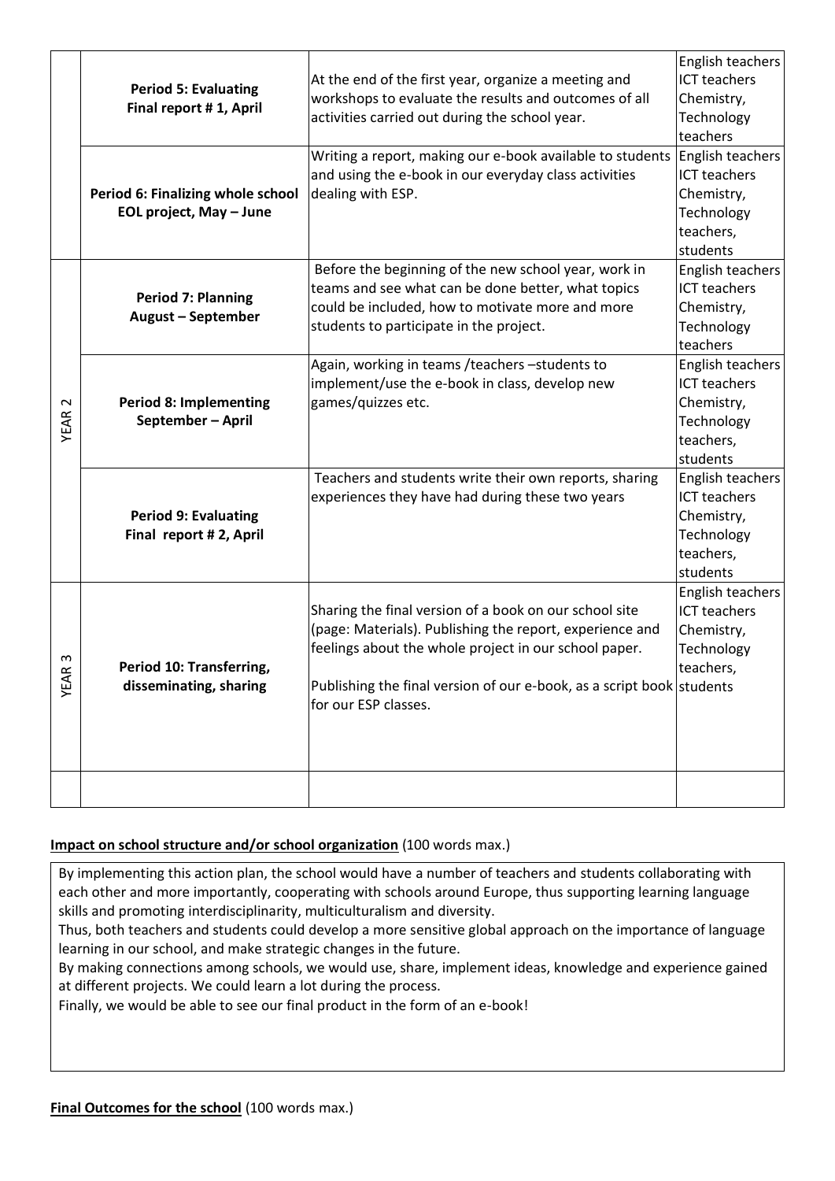| | | | |
|---|---|---|---|
| | **Period 5: Evaluating Final report # 1, April** | At the end of the first year, organize a meeting and workshops to evaluate the results and outcomes of all activities carried out during the school year. | English teachers ICT teachers Chemistry, Technology teachers |
| | **Period 6: Finalizing whole school EOL project, May – June** | Writing a report, making our e-book available to students and using the e-book in our everyday class activities dealing with ESP. | English teachers ICT teachers Chemistry, Technology teachers, students |
| YEAR 2 | **Period 7: Planning August – September** | Before the beginning of the new school year, work in teams and see what can be done better, what topics could be included, how to motivate more and more students to participate in the project. | English teachers ICT teachers Chemistry, Technology teachers |
| | **Period 8: Implementing September – April** | Again, working in teams /teachers –students to implement/use the e-book in class, develop new games/quizzes etc. | English teachers ICT teachers Chemistry, Technology teachers, students |
| | **Period 9: Evaluating Final report # 2, April** | Teachers and students write their own reports, sharing experiences they have had during these two years | English teachers ICT teachers Chemistry, Technology teachers, students |
| YEAR 3 | **Period 10: Transferring, disseminating, sharing** | Sharing the final version of a book on our school site (page: Materials). Publishing the report, experience and feelings about the whole project in our school paper.<br><br>Publishing the final version of our e-book, as a script book for our ESP classes. | English teachers ICT teachers Chemistry, Technology teachers, students |
| | | | |

**Impact on school structure and/or school organization** (100 words max.)

By implementing this action plan, the school would have a number of teachers and students collaborating with each other and more importantly, cooperating with schools around Europe, thus supporting learning language skills and promoting interdisciplinarity, multiculturalism and diversity.
Thus, both teachers and students could develop a more sensitive global approach on the importance of language learning in our school, and make strategic changes in the future.
By making connections among schools, we would use, share, implement ideas, knowledge and experience gained at different projects. We could learn a lot during the process.
Finally, we would be able to see our final product in the form of an e-book!

**Final Outcomes for the school** (100 words max.)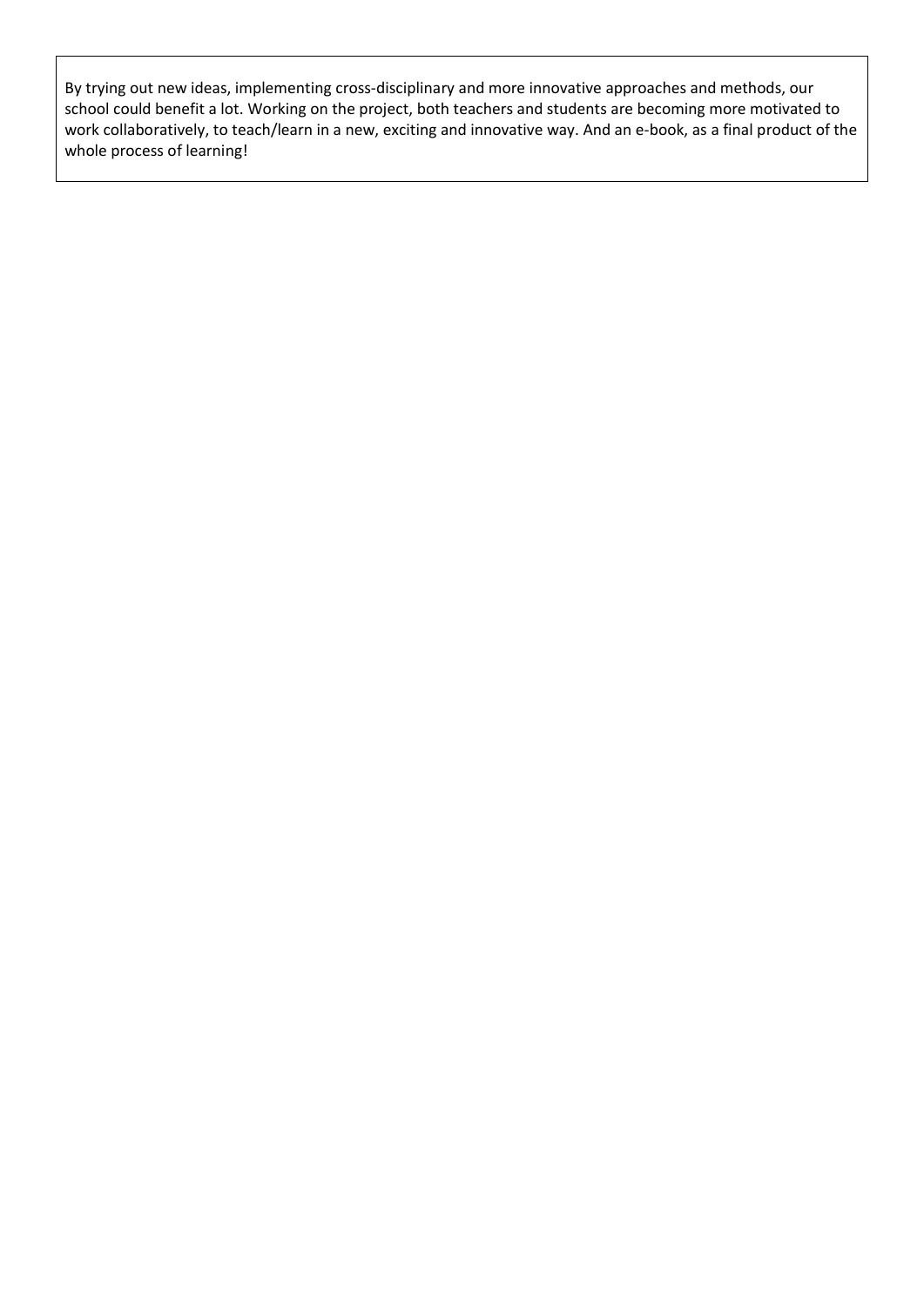By trying out new ideas, implementing cross-disciplinary and more innovative approaches and methods, our school could benefit a lot. Working on the project, both teachers and students are becoming more motivated to work collaboratively, to teach/learn in a new, exciting and innovative way. And an e-book, as a final product of the whole process of learning!